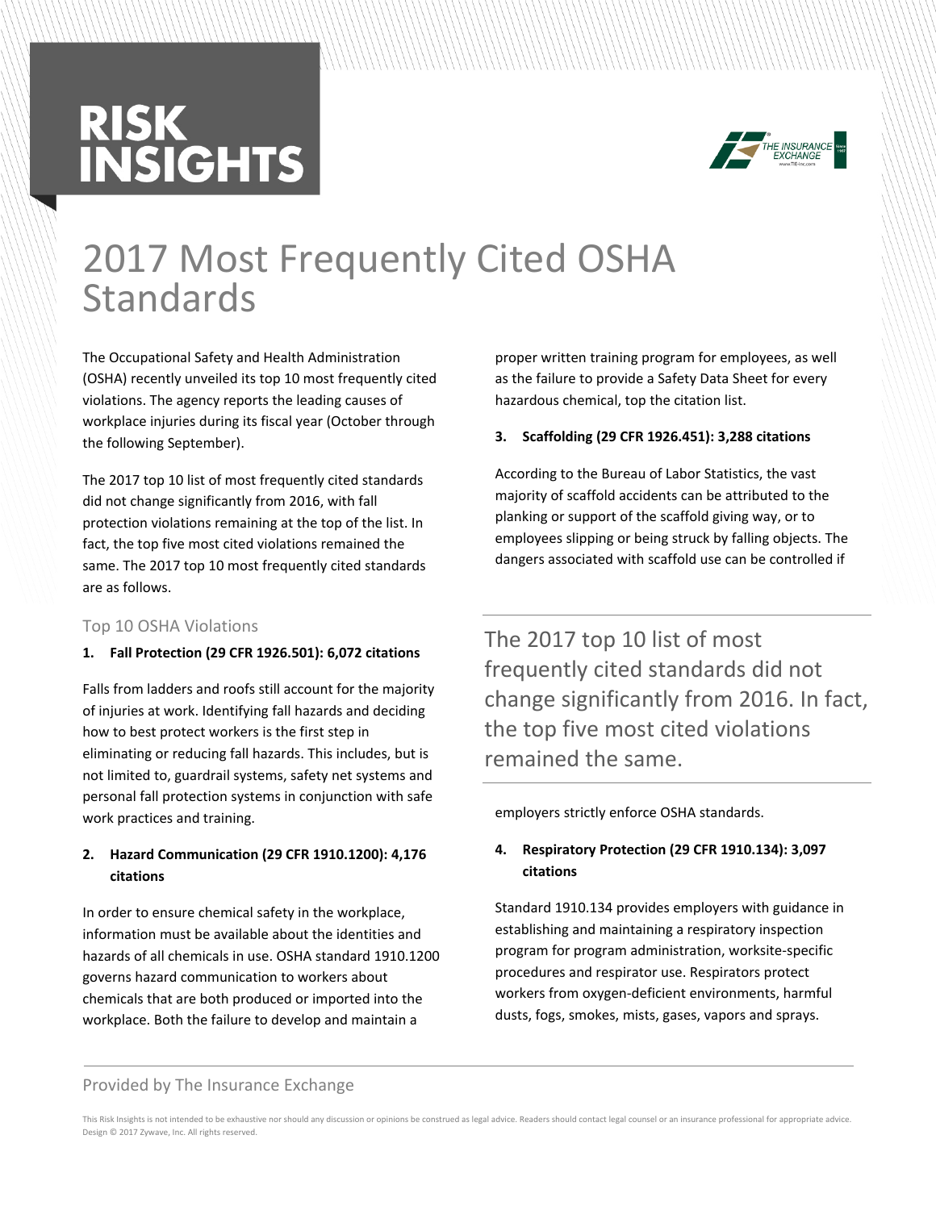# RISK INSIGHTS

# 2017 Most Frequently Cited OSHA Standards

The Occupational Safety and Health Administration (OSHA) recently unveiled its top 10 most frequently cited violations. The agency reports the leading causes of workplace injuries during its fiscal year (October through the following September).

The 2017 top 10 list of most frequently cited standards did not change significantly from 2016, with fall protection violations remaining at the top of the list. In fact, the top five most cited violations remained the same. The 2017 top 10 most frequently cited standards are as follows.

## Top 10 OSHA Violations

### 1. Fall Protection (29 CFR 1926.501): 6,072 citations

Falls from ladders and roofs still account for the majority of injuries at work. Identifying fall hazards and deciding how to best protect workers is the first step in eliminating or reducing fall hazards. This includes, but is not limited to, guardrail systems, safety net systems and personal fall protection systems in conjunction with safe work practices and training.

### 2. Hazard Communication (29 CFR 1910.1200): 4,176 citations

In order to ensure chemical safety in the workplace, information must be available about the identities and hazards of all chemicals in use. OSHA standard 1910.1200 governs hazard communication to workers about chemicals that are both produced or imported into the workplace. Both the failure to develop and maintain a proper written training program for employees, as well as the failure to provide a Safety Data Sheet for every hazardous chemical, top the citation list.

### 3. Scaffolding (29 CFR 1926.451): 3,288 citations

According to the Bureau of Labor Statistics, the vast majority of scaffold accidents can be attributed to the planking or support of the scaffold giving way, or to employees slipping or being struck by falling objects. The dangers associated with scaffold use can be controlled if employers strictly enforce OSHA standards.

> The 2017 top 10 list of most frequently cited standards did not change significantly from 2016. In fact, the top five most cited violations remained the same.

### 4. Respiratory Protection (29 CFR 1910.134): 3,097 citations

Standard 1910.134 provides employers with guidance in establishing and maintaining a respiratory inspection program for program administration, worksite-specific procedures and respirator use. Respirators protect workers from oxygen-deficient environments, harmful dusts, fogs, smokes, mists, gases, vapors and sprays.

Provided by The Insurance Exchange

This Risk Insights is not intended to be exhaustive nor should any discussion or opinions be construed as legal advice. Readers should contact legal counsel or an insurance professional for appropriate advice. Design © 2017 Zywave, Inc. All rights reserved.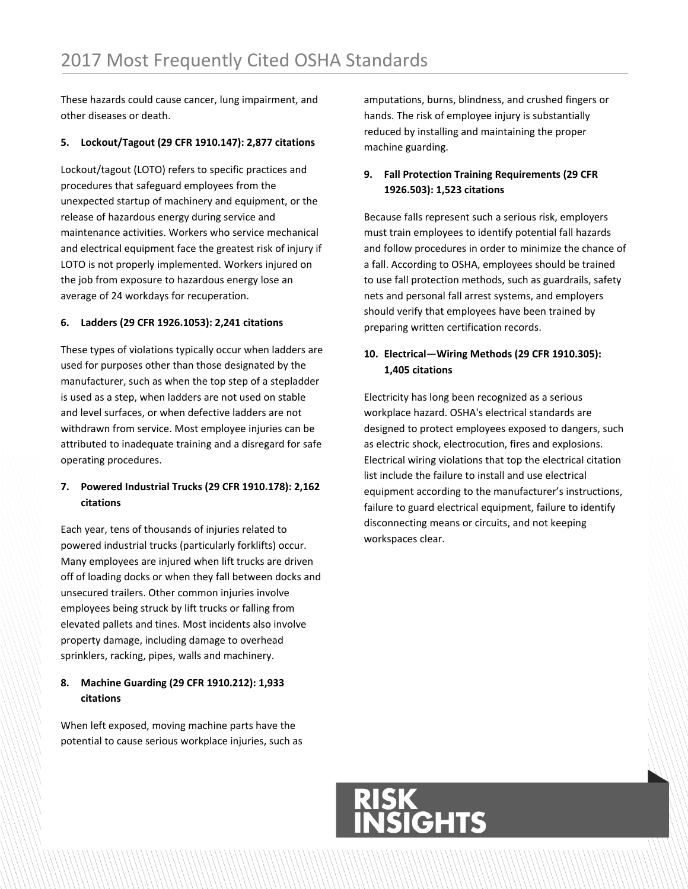These hazards could cause cancer, lung impairment, and other diseases or death.

**5. Lockout/Tagout (29 CFR 1910.147): 2,877 citations**

Lockout/tagout (LOTO) refers to specific practices and procedures that safeguard employees from the unexpected startup of machinery and equipment, or the release of hazardous energy during service and maintenance activities. Workers who service mechanical and electrical equipment face the greatest risk of injury if LOTO is not properly implemented. Workers injured on the job from exposure to hazardous energy lose an average of 24 workdays for recuperation.

**6. Ladders (29 CFR 1926.1053): 2,241 citations**

These types of violations typically occur when ladders are used for purposes other than those designated by the manufacturer, such as when the top step of a stepladder is used as a step, when ladders are not used on stable and level surfaces, or when defective ladders are not withdrawn from service. Most employee injuries can be attributed to inadequate training and a disregard for safe operating procedures.

**7. Powered Industrial Trucks (29 CFR 1910.178): 2,162 citations**

Each year, tens of thousands of injuries related to powered industrial trucks (particularly forklifts) occur. Many employees are injured when lift trucks are driven off of loading docks or when they fall between docks and unsecured trailers. Other common injuries involve employees being struck by lift trucks or falling from elevated pallets and tines. Most incidents also involve property damage, including damage to overhead sprinklers, racking, pipes, walls and machinery.

**8. Machine Guarding (29 CFR 1910.212): 1,933 citations**

When left exposed, moving machine parts have the potential to cause serious workplace injuries, such as amputations, burns, blindness, and crushed fingers or hands. The risk of employee injury is substantially reduced by installing and maintaining the proper machine guarding.

**9. Fall Protection Training Requirements (29 CFR 1926.503): 1,523 citations**

Because falls represent such a serious risk, employers must train employees to identify potential fall hazards and follow procedures in order to minimize the chance of a fall. According to OSHA, employees should be trained to use fall protection methods, such as guardrails, safety nets and personal fall arrest systems, and employers should verify that employees have been trained by preparing written certification records.

**10. Electrical—Wiring Methods (29 CFR 1910.305): 1,405 citations**

Electricity has long been recognized as a serious workplace hazard. OSHA's electrical standards are designed to protect employees exposed to dangers, such as electric shock, electrocution, fires and explosions. Electrical wiring violations that top the electrical citation list include the failure to install and use electrical equipment according to the manufacturer's instructions, failure to guard electrical equipment, failure to identify disconnecting means or circuits, and not keeping workspaces clear.